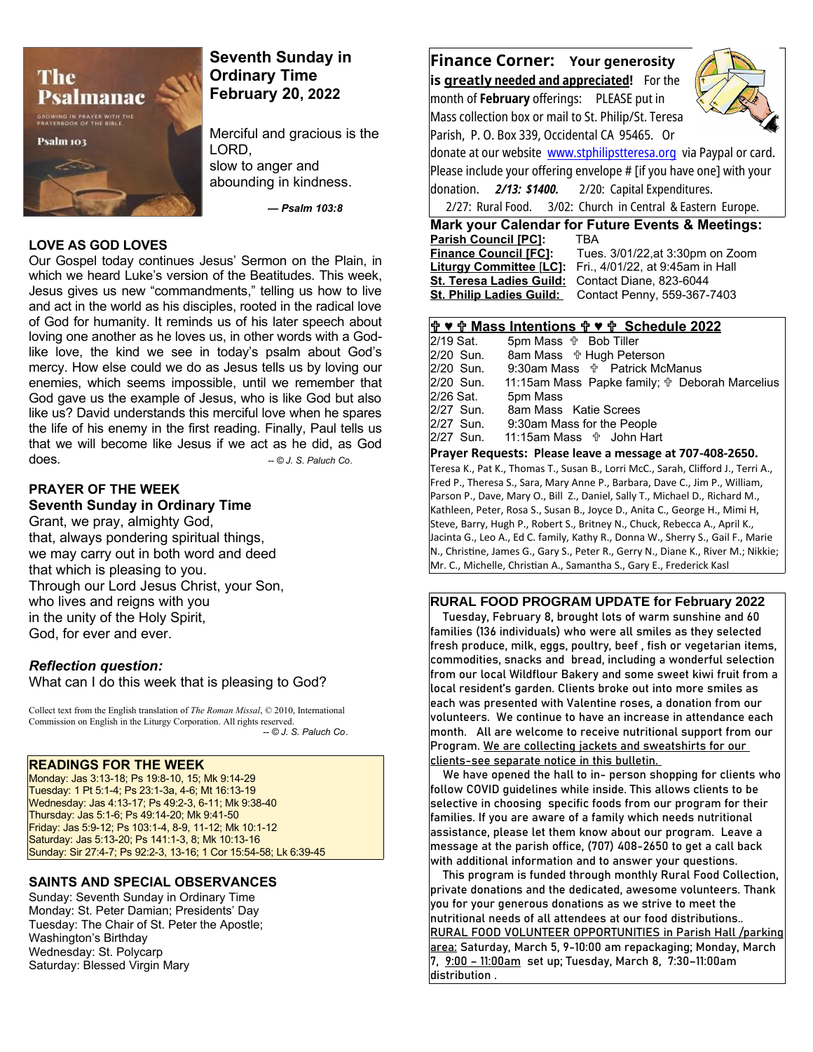## Seventh Sunday in Ordinary Time February 20, 2022

Merciful and gracious is the LORD,
slow to anger and
abounding in kindness.

*— Psalm 103:8*

### LOVE AS GOD LOVES

Our Gospel today continues Jesus' Sermon on the Plain, in which we heard Luke's version of the Beatitudes. This week, Jesus gives us new "commandments," telling us how to live and act in the world as his disciples, rooted in the radical love of God for humanity. It reminds us of his later speech about loving one another as he loves us, in other words with a God-like love, the kind we see in today's psalm about God's mercy. How else could we do as Jesus tells us by loving our enemies, which seems impossible, until we remember that God gave us the example of Jesus, who is like God but also like us? David understands this merciful love when he spares the life of his enemy in the first reading. Finally, Paul tells us that we will become like Jesus if we act as he did, as God does. *-- © J. S. Paluch Co.*

### PRAYER OF THE WEEK
**Seventh Sunday in Ordinary Time**

Grant, we pray, almighty God,
that, always pondering spiritual things,
we may carry out in both word and deed
that which is pleasing to you.
Through our Lord Jesus Christ, your Son,
who lives and reigns with you
in the unity of the Holy Spirit,
God, for ever and ever.

### *Reflection question:*
What can I do this week that is pleasing to God?

Collect text from the English translation of *The Roman Missal*, © 2010, International Commission on English in the Liturgy Corporation. All rights reserved.
*-- © J. S. Paluch Co.*

### READINGS FOR THE WEEK

Monday: Jas 3:13-18; Ps 19:8-10, 15; Mk 9:14-29
Tuesday: 1 Pt 5:1-4; Ps 23:1-3a, 4-6; Mt 16:13-19
Wednesday: Jas 4:13-17; Ps 49:2-3, 6-11; Mk 9:38-40
Thursday: Jas 5:1-6; Ps 49:14-20; Mk 9:41-50
Friday: Jas 5:9-12; Ps 103:1-4, 8-9, 11-12; Mk 10:1-12
Saturday: Jas 5:13-20; Ps 141:1-3, 8; Mk 10:13-16
Sunday: Sir 27:4-7; Ps 92:2-3, 13-16; 1 Cor 15:54-58; Lk 6:39-45

### SAINTS AND SPECIAL OBSERVANCES

Sunday: Seventh Sunday in Ordinary Time
Monday: St. Peter Damian; Presidents' Day
Tuesday: The Chair of St. Peter the Apostle; Washington's Birthday
Wednesday: St. Polycarp
Saturday: Blessed Virgin Mary

## Finance Corner: Your generosity is greatly needed and appreciated!

For the month of **February** offerings: PLEASE put in Mass collection box or mail to St. Philip/St. Teresa Parish, P. O. Box 339, Occidental CA 95465. Or donate at our website www.stphilipstteresa.org via Paypal or card. Please include your offering envelope # [if you have one] with your donation. ***2/13: $1400.*** 2/20: Capital Expenditures. 2/27: Rural Food. 3/02: Church in Central & Eastern Europe.

### Mark your Calendar for Future Events & Meetings:

**Parish Council [PC]:** TBA
**Finance Council [FC]:** Tues. 3/01/22,at 3:30pm on Zoom
**Liturgy Committee [LC]:** Fri., 4/01/22, at 9:45am in Hall
**St. Teresa Ladies Guild:** Contact Diane, 823-6044
**St. Philip Ladies Guild:** Contact Penny, 559-367-7403

### ✞ ♥ ✞ Mass Intentions ✞ ♥ ✞ Schedule 2022

| | |
|---|---|
| 2/19 Sat. | 5pm Mass ✞ Bob Tiller |
| 2/20 Sun. | 8am Mass ✞ Hugh Peterson |
| 2/20 Sun. | 9:30am Mass ✞ Patrick McManus |
| 2/20 Sun. | 11:15am Mass Papke family; ✞ Deborah Marcelius |
| 2/26 Sat. | 5pm Mass |
| 2/27 Sun. | 8am Mass Katie Screes |
| 2/27 Sun. | 9:30am Mass for the People |
| 2/27 Sun. | 11:15am Mass ✞ John Hart |

**Prayer Requests: Please leave a message at 707-408-2650.**

Teresa K., Pat K., Thomas T., Susan B., Lorri McC., Sarah, Clifford J., Terri A., Fred P., Theresa S., Sara, Mary Anne P., Barbara, Dave C., Jim P., William, Parson P., Dave, Mary O., Bill Z., Daniel, Sally T., Michael D., Richard M., Kathleen, Peter, Rosa S., Susan B., Joyce D., Anita C., George H., Mimi H, Steve, Barry, Hugh P., Robert S., Britney N., Chuck, Rebecca A., April K., Jacinta G., Leo A., Ed C. family, Kathy R., Donna W., Sherry S., Gail F., Marie N., Christine, James G., Gary S., Peter R., Gerry N., Diane K., River M.; Nikkie; Mr. C., Michelle, Christian A., Samantha S., Gary E., Frederick Kasl

### RURAL FOOD PROGRAM UPDATE for February 2022

Tuesday, February 8, brought lots of warm sunshine and 60 families (136 individuals) who were all smiles as they selected fresh produce, milk, eggs, poultry, beef , fish or vegetarian items, commodities, snacks and bread, including a wonderful selection from our local Wildflour Bakery and some sweet kiwi fruit from a local resident's garden. Clients broke out into more smiles as each was presented with Valentine roses, a donation from our volunteers. We continue to have an increase in attendance each month. All are welcome to receive nutritional support from our Program. We are collecting jackets and sweatshirts for our clients-see separate notice in this bulletin.

We have opened the hall to in- person shopping for clients who follow COVID guidelines while inside. This allows clients to be selective in choosing specific foods from our program for their families. If you are aware of a family which needs nutritional assistance, please let them know about our program. Leave a message at the parish office, (707) 408-2650 to get a call back with additional information and to answer your questions.

This program is funded through monthly Rural Food Collection, private donations and the dedicated, several volunteers. Thank you for your generous donations as we strive to meet the nutritional needs of all attendees at our food distributions..

RURAL FOOD VOLUNTEER OPPORTUNITIES in Parish Hall /parking area: Saturday, March 5, 9-10:00 am repackaging; Monday, March 7, 9:00 – 11:00am set up; Tuesday, March 8, 7:30–11:00am distribution .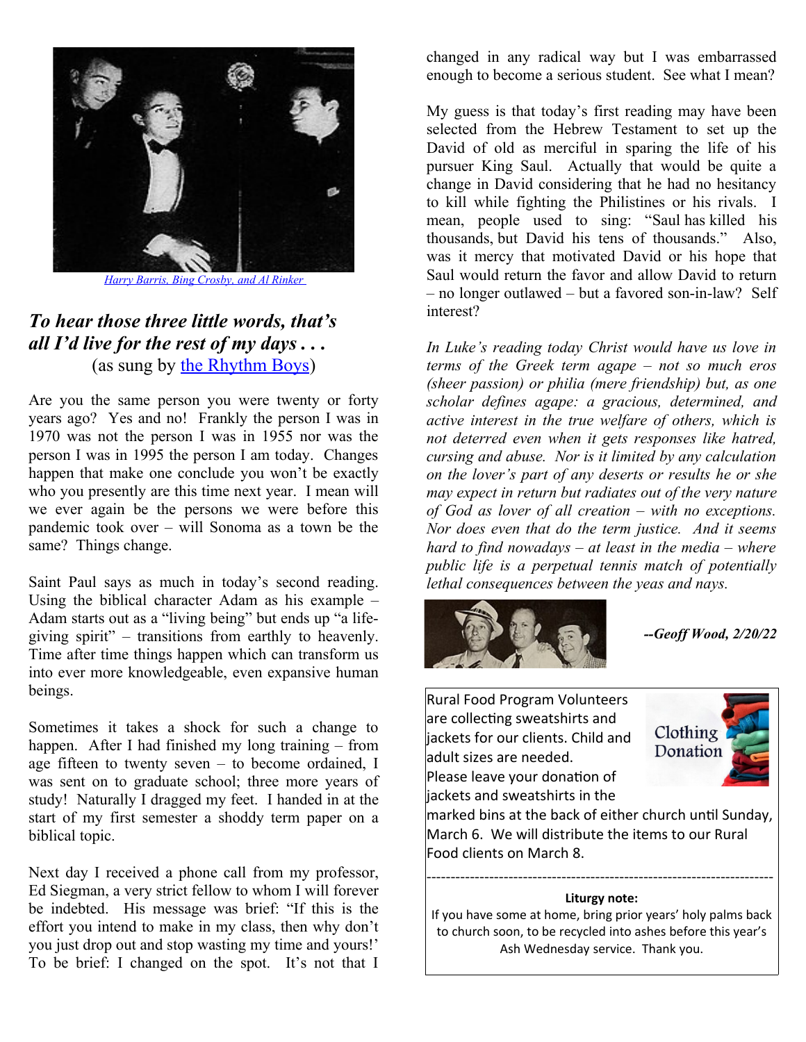[Harry Barris, Bing Crosby, and Al Rinker](#)

### *To hear those three little words, that's all I'd live for the rest of my days . . .*

(as sung by [the Rhythm Boys](#))

Are you the same person you were twenty or forty years ago? Yes and no! Frankly the person I was in 1970 was not the person I was in 1955 nor was the person I was in 1995 the person I am today. Changes happen that make one conclude you won't be exactly who you presently are this time next year. I mean will we ever again be the persons we were before this pandemic took over – will Sonoma as a town be the same? Things change.

Saint Paul says as much in today's second reading. Using the biblical character Adam as his example – Adam starts out as a "living being" but ends up "a life-giving spirit" – transitions from earthly to heavenly. Time after time things happen which can transform us into ever more knowledgeable, even expansive human beings.

Sometimes it takes a shock for such a change to happen. After I had finished my long training – from age fifteen to twenty seven – to become ordained, I was sent on to graduate school; three more years of study! Naturally I dragged my feet. I handed in at the start of my first semester a shoddy term paper on a biblical topic.

Next day I received a phone call from my professor, Ed Siegman, a very strict fellow to whom I will forever be indebted. His message was brief: "If this is the effort you intend to make in my class, then why don't you just drop out and stop wasting my time and yours!' To be brief: I changed on the spot. It's not that I changed in any radical way but I was embarrassed enough to become a serious student. See what I mean?

My guess is that today's first reading may have been selected from the Hebrew Testament to set up the David of old as merciful in sparing the life of his pursuer King Saul. Actually that would be quite a change in David considering that he had no hesitancy to kill while fighting the Philistines or his rivals. I mean, people used to sing: "Saul has killed his thousands, but David his tens of thousands." Also, was it mercy that motivated David or his hope that Saul would return the favor and allow David to return – no longer outlawed – but a favored son-in-law? Self interest?

*In Luke's reading today Christ would have us love in terms of the Greek term agape – not so much eros (sheer passion) or philia (mere friendship) but, as one scholar defines agape: a gracious, determined, and active interest in the true welfare of others, which is not deterred even when it gets responses like hatred, cursing and abuse. Nor is it limited by any calculation on the lover's part of any deserts or results he or she may expect in return but radiates out of the very nature of God as lover of all creation – with no exceptions. Nor does even that do the term justice. And it seems hard to find nowadays – at least in the media – where public life is a perpetual tennis match of potentially lethal consequences between the yeas and nays.*

***--Geoff Wood, 2/20/22***

Rural Food Program Volunteers are collecting sweatshirts and jackets for our clients. Child and adult sizes are needed. Please leave your donation of jackets and sweatshirts in the marked bins at the back of either church until Sunday, March 6. We will distribute the items to our Rural Food clients on March 8.

Clothing Donation

---

**Liturgy note:**

If you have some at home, bring prior years' holy palms back to church soon, to be recycled into ashes before this year's Ash Wednesday service. Thank you.